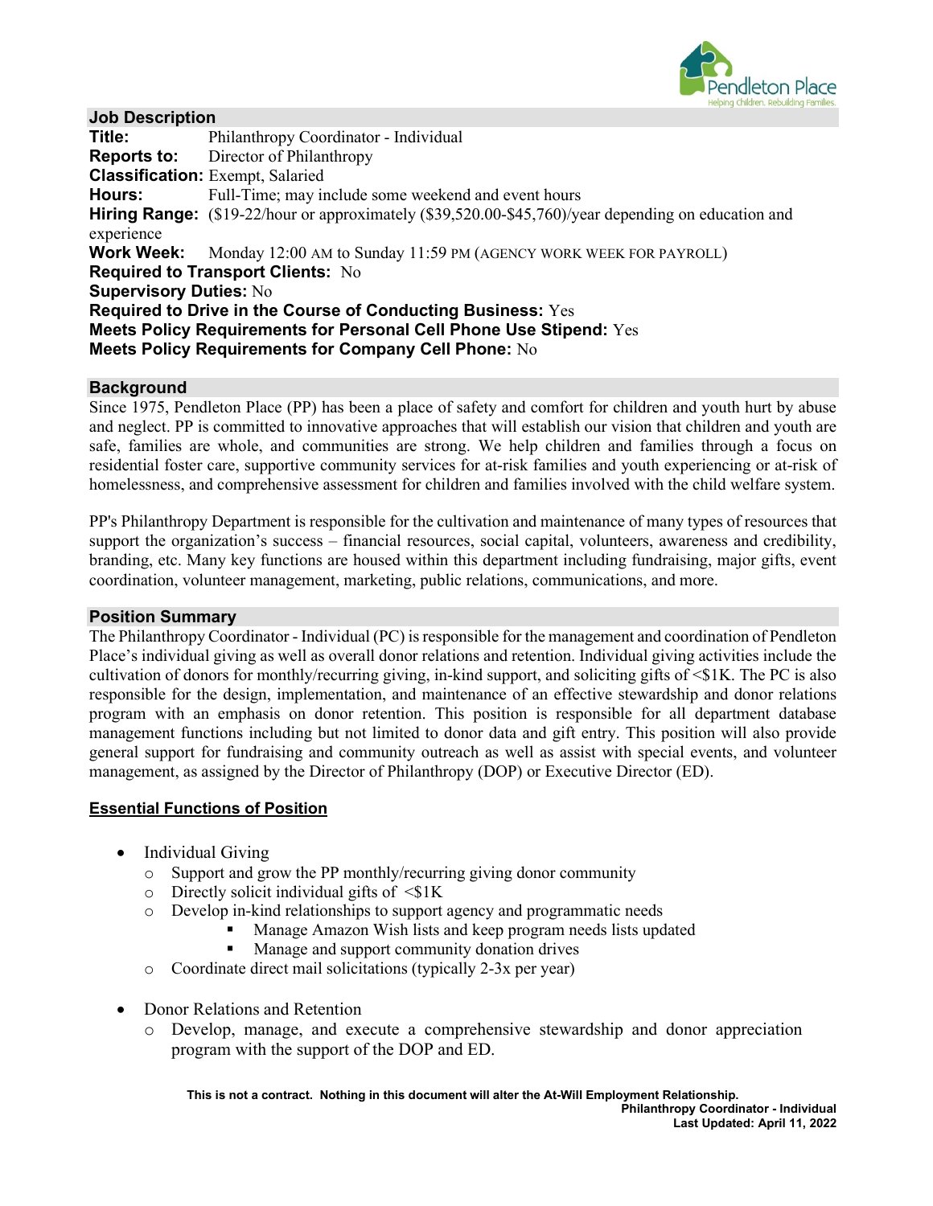## Job Description

**Title:** Philanthropy Coordinator - Individual
**Reports to:** Director of Philanthropy
**Classification:** Exempt, Salaried
**Hours:** Full-Time; may include some weekend and event hours
**Hiring Range:** ($19-22/hour or approximately ($39,520.00-$45,760)/year depending on education and experience
**Work Week:** Monday 12:00 AM to Sunday 11:59 PM (AGENCY WORK WEEK FOR PAYROLL)
**Required to Transport Clients:** No
**Supervisory Duties:** No
**Required to Drive in the Course of Conducting Business:** Yes
**Meets Policy Requirements for Personal Cell Phone Use Stipend:** Yes
**Meets Policy Requirements for Company Cell Phone:** No

## Background

Since 1975, Pendleton Place (PP) has been a place of safety and comfort for children and youth hurt by abuse and neglect. PP is committed to innovative approaches that will establish our vision that children and youth are safe, families are whole, and communities are strong. We help children and families through a focus on residential foster care, supportive community services for at-risk families and youth experiencing or at-risk of homelessness, and comprehensive assessment for children and families involved with the child welfare system.

PP's Philanthropy Department is responsible for the cultivation and maintenance of many types of resources that support the organization's success – financial resources, social capital, volunteers, awareness and credibility, branding, etc. Many key functions are housed within this department including fundraising, major gifts, event coordination, volunteer management, marketing, public relations, communications, and more.

## Position Summary

The Philanthropy Coordinator - Individual (PC) is responsible for the management and coordination of Pendleton Place's individual giving as well as overall donor relations and retention. Individual giving activities include the cultivation of donors for monthly/recurring giving, in-kind support, and soliciting gifts of <$1K. The PC is also responsible for the design, implementation, and maintenance of an effective stewardship and donor relations program with an emphasis on donor retention. This position is responsible for all department database management functions including but not limited to donor data and gift entry. This position will also provide general support for fundraising and community outreach as well as assist with special events, and volunteer management, as assigned by the Director of Philanthropy (DOP) or Executive Director (ED).

## Essential Functions of Position

- Individual Giving
  - Support and grow the PP monthly/recurring giving donor community
  - Directly solicit individual gifts of <$1K
  - Develop in-kind relationships to support agency and programmatic needs
    - Manage Amazon Wish lists and keep program needs lists updated
    - Manage and support community donation drives
  - Coordinate direct mail solicitations (typically 2-3x per year)

- Donor Relations and Retention
  - Develop, manage, and execute a comprehensive stewardship and donor appreciation program with the support of the DOP and ED.

**This is not a contract. Nothing in this document will alter the At-Will Employment Relationship.**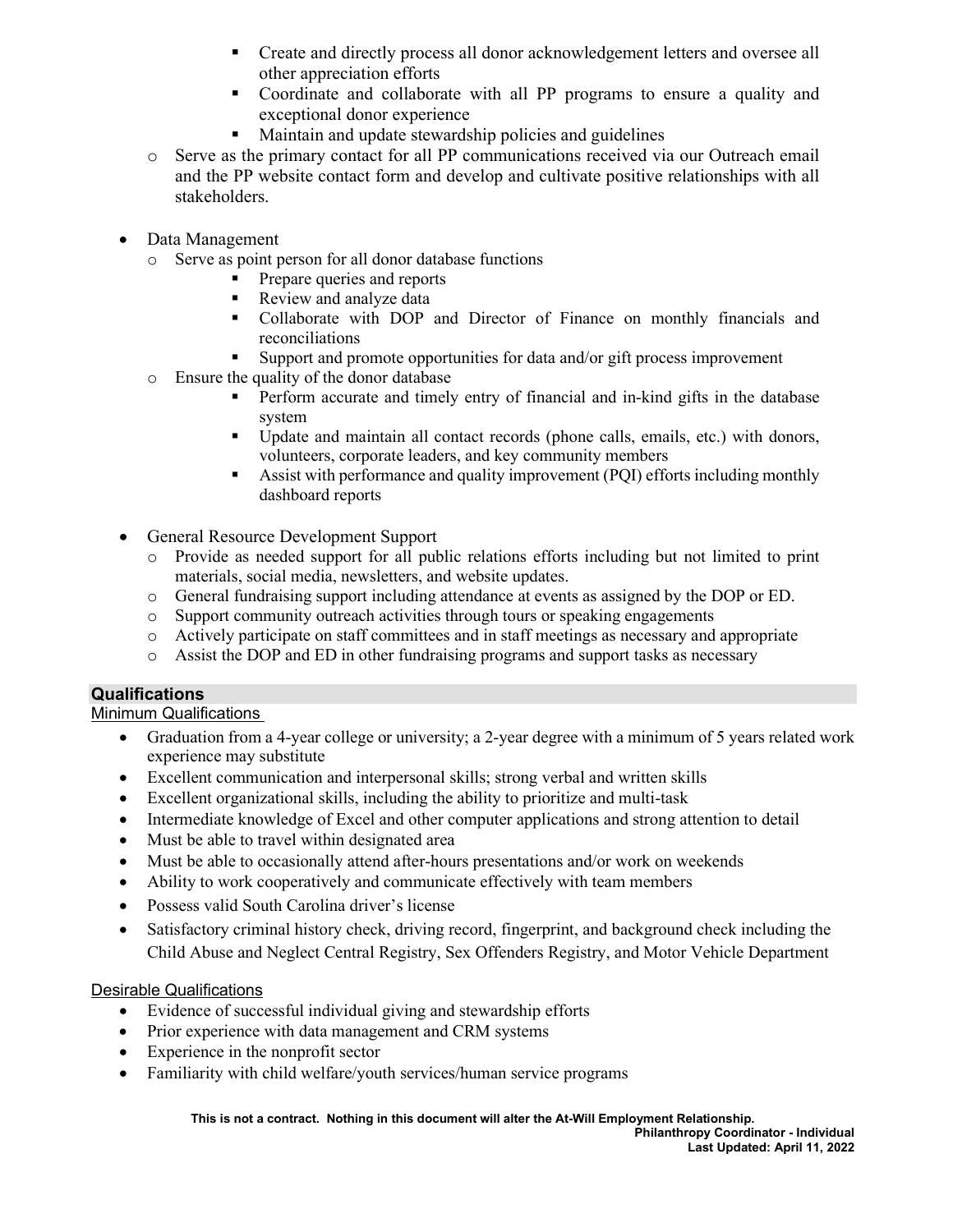- Create and directly process all donor acknowledgement letters and oversee all other appreciation efforts
        - Coordinate and collaborate with all PP programs to ensure a quality and exceptional donor experience
        - Maintain and update stewardship policies and guidelines
    - Serve as the primary contact for all PP communications received via our Outreach email and the PP website contact form and develop and cultivate positive relationships with all stakeholders.

- Data Management
    - Serve as point person for all donor database functions
        - Prepare queries and reports
        - Review and analyze data
        - Collaborate with DOP and Director of Finance on monthly financials and reconciliations
        - Support and promote opportunities for data and/or gift process improvement
    - Ensure the quality of the donor database
        - Perform accurate and timely entry of financial and in-kind gifts in the database system
        - Update and maintain all contact records (phone calls, emails, etc.) with donors, volunteers, corporate leaders, and key community members
        - Assist with performance and quality improvement (PQI) efforts including monthly dashboard reports

- General Resource Development Support
    - Provide as needed support for all public relations efforts including but not limited to print materials, social media, newsletters, and website updates.
    - General fundraising support including attendance at events as assigned by the DOP or ED.
    - Support community outreach activities through tours or speaking engagements
    - Actively participate on staff committees and in staff meetings as necessary and appropriate
    - Assist the DOP and ED in other fundraising programs and support tasks as necessary

## Qualifications

Minimum Qualifications

- Graduation from a 4-year college or university; a 2-year degree with a minimum of 5 years related work experience may substitute
- Excellent communication and interpersonal skills; strong verbal and written skills
- Excellent organizational skills, including the ability to prioritize and multi-task
- Intermediate knowledge of Excel and other computer applications and strong attention to detail
- Must be able to travel within designated area
- Must be able to occasionally attend after-hours presentations and/or work on weekends
- Ability to work cooperatively and communicate effectively with team members
- Possess valid South Carolina driver's license
- Satisfactory criminal history check, driving record, fingerprint, and background check including the Child Abuse and Neglect Central Registry, Sex Offenders Registry, and Motor Vehicle Department

Desirable Qualifications

- Evidence of successful individual giving and stewardship efforts
- Prior experience with data management and CRM systems
- Experience in the nonprofit sector
- Familiarity with child welfare/youth services/human service programs

**This is not a contract. Nothing in this document will alter the At-Will Employment Relationship.**

**Philanthropy Coordinator - Individual**
**Last Updated: April 11, 2022**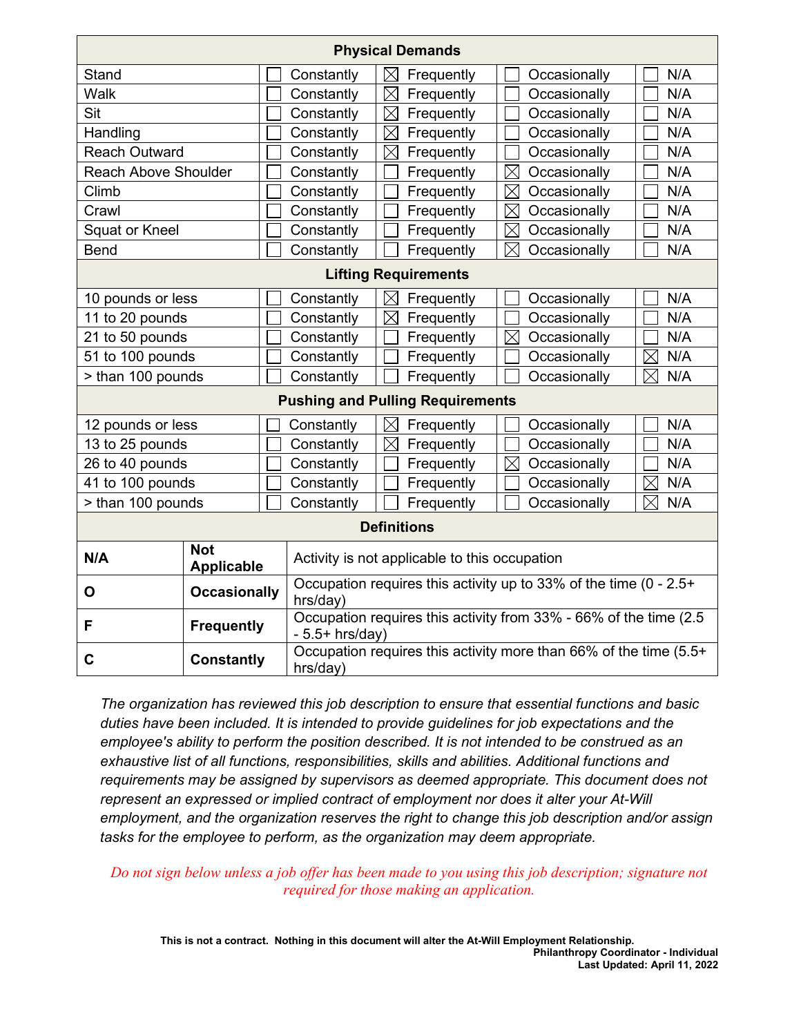| Physical Demands | | | | |
|---|---|---|---|---|
| Stand | ☐ Constantly | ☒ Frequently | ☐ Occasionally | ☐ N/A |
| Walk | ☐ Constantly | ☒ Frequently | ☐ Occasionally | ☐ N/A |
| Sit | ☐ Constantly | ☒ Frequently | ☐ Occasionally | ☐ N/A |
| Handling | ☐ Constantly | ☒ Frequently | ☐ Occasionally | ☐ N/A |
| Reach Outward | ☐ Constantly | ☒ Frequently | ☐ Occasionally | ☐ N/A |
| Reach Above Shoulder | ☐ Constantly | ☐ Frequently | ☒ Occasionally | ☐ N/A |
| Climb | ☐ Constantly | ☐ Frequently | ☒ Occasionally | ☐ N/A |
| Crawl | ☐ Constantly | ☐ Frequently | ☒ Occasionally | ☐ N/A |
| Squat or Kneel | ☐ Constantly | ☐ Frequently | ☒ Occasionally | ☐ N/A |
| Bend | ☐ Constantly | ☐ Frequently | ☒ Occasionally | ☐ N/A |

| Lifting Requirements | | | | |
|---|---|---|---|---|
| 10 pounds or less | ☐ Constantly | ☒ Frequently | ☐ Occasionally | ☐ N/A |
| 11 to 20 pounds | ☐ Constantly | ☒ Frequently | ☐ Occasionally | ☐ N/A |
| 21 to 50 pounds | ☐ Constantly | ☐ Frequently | ☒ Occasionally | ☐ N/A |
| 51 to 100 pounds | ☐ Constantly | ☐ Frequently | ☐ Occasionally | ☒ N/A |
| > than 100 pounds | ☐ Constantly | ☐ Frequently | ☐ Occasionally | ☒ N/A |

| Pushing and Pulling Requirements | | | | |
|---|---|---|---|---|
| 12 pounds or less | ☐ Constantly | ☒ Frequently | ☐ Occasionally | ☐ N/A |
| 13 to 25 pounds | ☐ Constantly | ☒ Frequently | ☐ Occasionally | ☐ N/A |
| 26 to 40 pounds | ☐ Constantly | ☐ Frequently | ☒ Occasionally | ☐ N/A |
| 41 to 100 pounds | ☐ Constantly | ☐ Frequently | ☐ Occasionally | ☒ N/A |
| > than 100 pounds | ☐ Constantly | ☐ Frequently | ☐ Occasionally | ☒ N/A |

| Definitions | | |
|---|---|---|
| **N/A** | **Not Applicable** | Activity is not applicable to this occupation |
| **O** | **Occasionally** | Occupation requires this activity up to 33% of the time (0 - 2.5+ hrs/day) |
| **F** | **Frequently** | Occupation requires this activity from 33% - 66% of the time (2.5 - 5.5+ hrs/day) |
| **C** | **Constantly** | Occupation requires this activity more than 66% of the time (5.5+ hrs/day) |

*The organization has reviewed this job description to ensure that essential functions and basic duties have been included. It is intended to provide guidelines for job expectations and the employee's ability to perform the position described. It is not intended to be construed as an exhaustive list of all functions, responsibilities, skills and abilities. Additional functions and requirements may be assigned by supervisors as deemed appropriate. This document does not represent an expressed or implied contract of employment nor does it alter your At-Will employment, and the organization reserves the right to change this job description and/or assign tasks for the employee to perform, as the organization may deem appropriate.*

*Do not sign below unless a job offer has been made to you using this job description; signature not required for those making an application.*

**This is not a contract. Nothing in this document will alter the At-Will Employment Relationship.**
**Philanthropy Coordinator - Individual**
**Last Updated: April 11, 2022**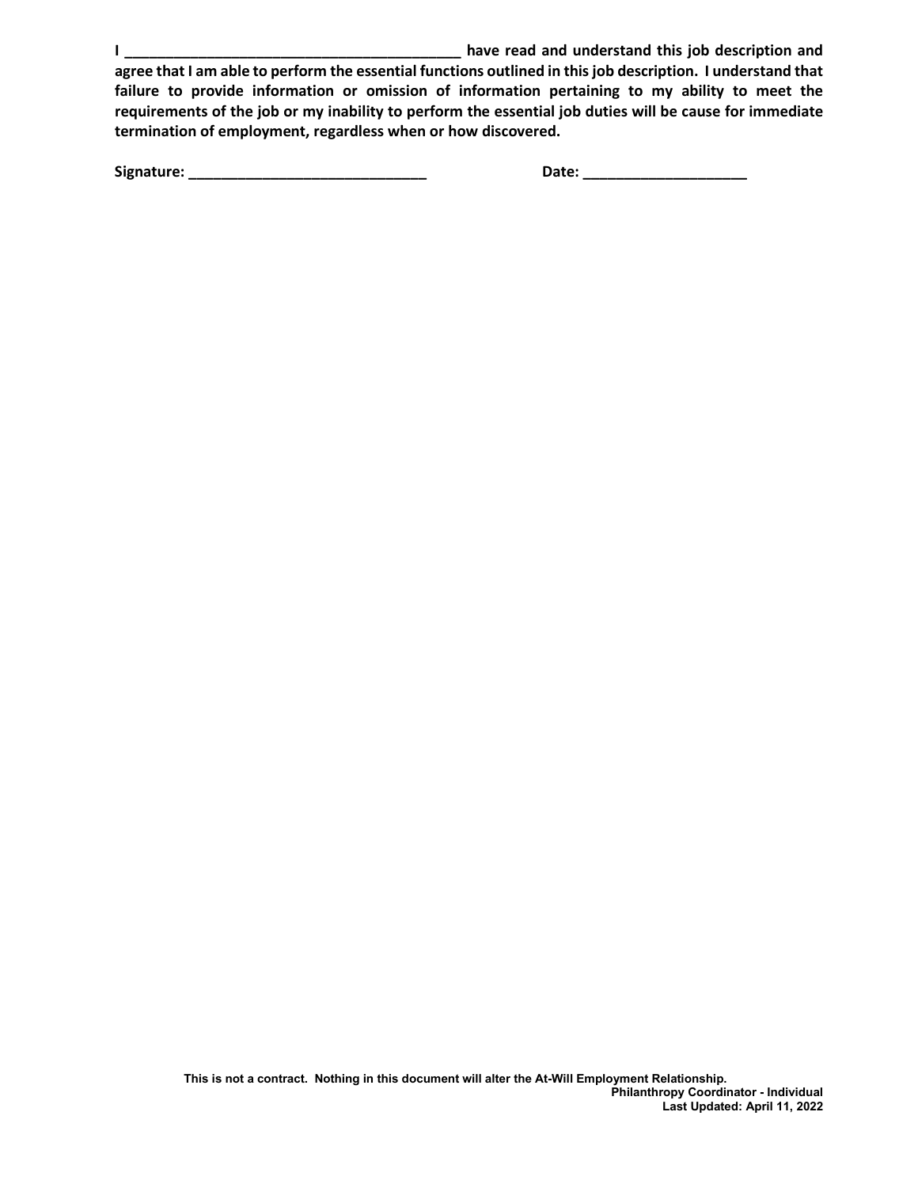**I \_\_\_\_\_\_\_\_\_\_\_\_\_\_\_\_\_\_\_\_\_\_\_\_\_\_\_\_\_\_\_\_\_\_\_\_\_\_\_\_\_\_ have read and understand this job description and agree that I am able to perform the essential functions outlined in this job description. I understand that failure to provide information or omission of information pertaining to my ability to meet the requirements of the job or my inability to perform the essential job duties will be cause for immediate termination of employment, regardless when or how discovered.**

**Signature: \_\_\_\_\_\_\_\_\_\_\_\_\_\_\_\_\_\_\_\_\_\_\_\_\_\_\_\_\_\_ Date: \_\_\_\_\_\_\_\_\_\_\_\_\_\_\_\_\_\_\_\_\_**

**This is not a contract. Nothing in this document will alter the At-Will Employment Relationship.**

**Philanthropy Coordinator - Individual**
**Last Updated: April 11, 2022**